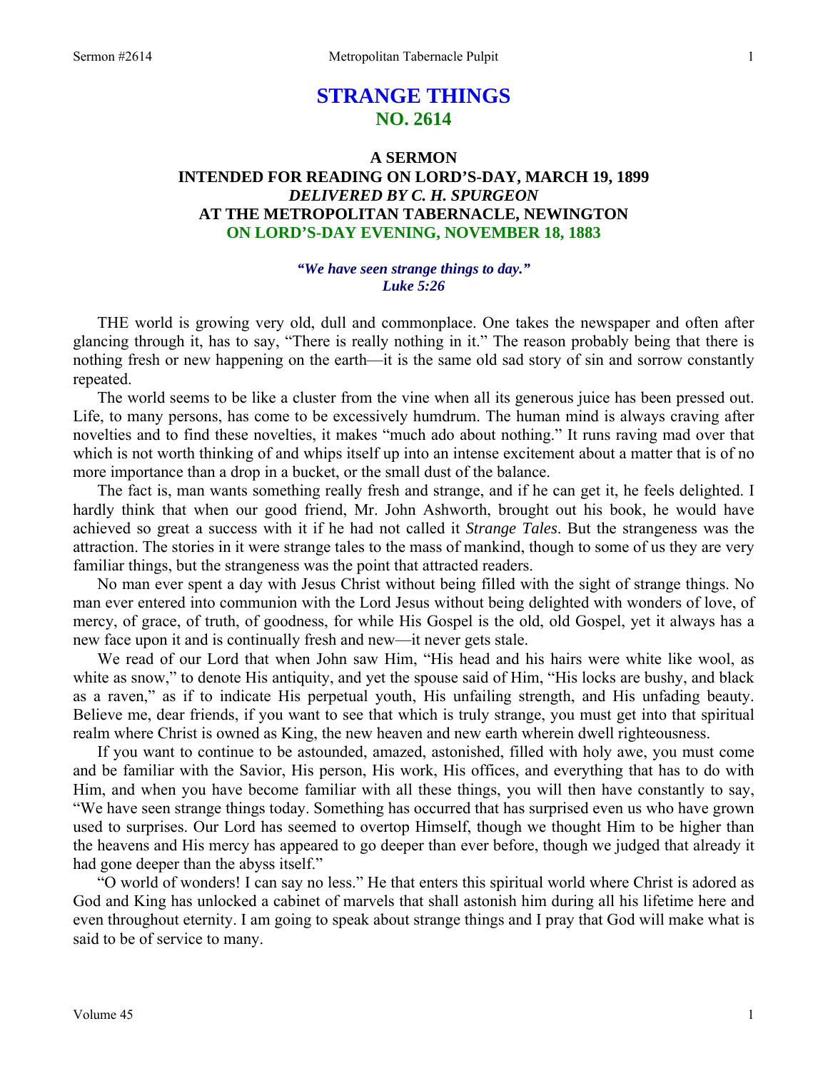# STRANGE THINGS
## NO. 2614

### A SERMON
### INTENDED FOR READING ON LORD'S-DAY, MARCH 19, 1899
### *DELIVERED BY C. H. SPURGEON*
### AT THE METROPOLITAN TABERNACLE, NEWINGTON
### ON LORD'S-DAY EVENING, NOVEMBER 18, 1883

***"We have seen strange things to day."***
***Luke 5:26***

THE world is growing very old, dull and commonplace. One takes the newspaper and often after glancing through it, has to say, "There is really nothing in it." The reason probably being that there is nothing fresh or new happening on the earth—it is the same old sad story of sin and sorrow constantly repeated.

The world seems to be like a cluster from the vine when all its generous juice has been pressed out. Life, to many persons, has come to be excessively humdrum. The human mind is always craving after novelties and to find these novelties, it makes "much ado about nothing." It runs raving mad over that which is not worth thinking of and whips itself up into an intense excitement about a matter that is of no more importance than a drop in a bucket, or the small dust of the balance.

The fact is, man wants something really fresh and strange, and if he can get it, he feels delighted. I hardly think that when our good friend, Mr. John Ashworth, brought out his book, he would have achieved so great a success with it if he had not called it *Strange Tales*. But the strangeness was the attraction. The stories in it were strange tales to the mass of mankind, though to some of us they are very familiar things, but the strangeness was the point that attracted readers.

No man ever spent a day with Jesus Christ without being filled with the sight of strange things. No man ever entered into communion with the Lord Jesus without being delighted with wonders of love, of mercy, of grace, of truth, of goodness, for while His Gospel is the old, old Gospel, yet it always has a new face upon it and is continually fresh and new—it never gets stale.

We read of our Lord that when John saw Him, "His head and his hairs were white like wool, as white as snow," to denote His antiquity, and yet the spouse said of Him, "His locks are bushy, and black as a raven," as if to indicate His perpetual youth, His unfailing strength, and His unfading beauty. Believe me, dear friends, if you want to see that which is truly strange, you must get into that spiritual realm where Christ is owned as King, the new heaven and new earth wherein dwell righteousness.

If you want to continue to be astounded, amazed, astonished, filled with holy awe, you must come and be familiar with the Savior, His person, His work, His offices, and everything that has to do with Him, and when you have become familiar with all these things, you will then have constantly to say, "We have seen strange things today. Something has occurred that has surprised even us who have grown used to surprises. Our Lord has seemed to overtop Himself, though we thought Him to be higher than the heavens and His mercy has appeared to go deeper than ever before, though we judged that already it had gone deeper than the abyss itself."

"O world of wonders! I can say no less." He that enters this spiritual world where Christ is adored as God and King has unlocked a cabinet of marvels that shall astonish him during all his lifetime here and even throughout eternity. I am going to speak about strange things and I pray that God will make what is said to be of service to many.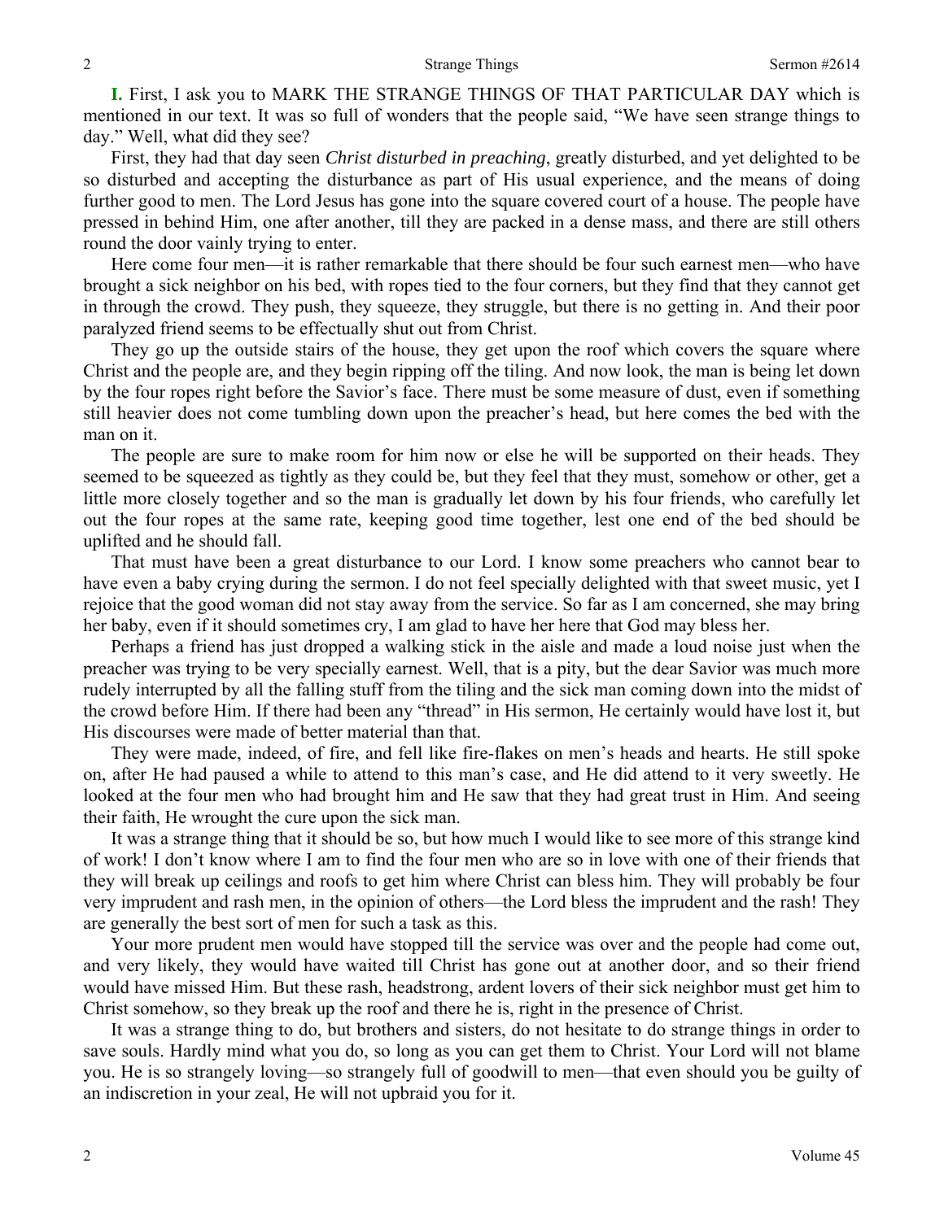**I.** First, I ask you to MARK THE STRANGE THINGS OF THAT PARTICULAR DAY which is mentioned in our text. It was so full of wonders that the people said, "We have seen strange things to day." Well, what did they see?

First, they had that day seen *Christ disturbed in preaching*, greatly disturbed, and yet delighted to be so disturbed and accepting the disturbance as part of His usual experience, and the means of doing further good to men. The Lord Jesus has gone into the square covered court of a house. The people have pressed in behind Him, one after another, till they are packed in a dense mass, and there are still others round the door vainly trying to enter.

Here come four men—it is rather remarkable that there should be four such earnest men—who have brought a sick neighbor on his bed, with ropes tied to the four corners, but they find that they cannot get in through the crowd. They push, they squeeze, they struggle, but there is no getting in. And their poor paralyzed friend seems to be effectually shut out from Christ.

They go up the outside stairs of the house, they get upon the roof which covers the square where Christ and the people are, and they begin ripping off the tiling. And now look, the man is being let down by the four ropes right before the Savior's face. There must be some measure of dust, even if something still heavier does not come tumbling down upon the preacher's head, but here comes the bed with the man on it.

The people are sure to make room for him now or else he will be supported on their heads. They seemed to be squeezed as tightly as they could be, but they feel that they must, somehow or other, get a little more closely together and so the man is gradually let down by his four friends, who carefully let out the four ropes at the same rate, keeping good time together, lest one end of the bed should be uplifted and he should fall.

That must have been a great disturbance to our Lord. I know some preachers who cannot bear to have even a baby crying during the sermon. I do not feel specially delighted with that sweet music, yet I rejoice that the good woman did not stay away from the service. So far as I am concerned, she may bring her baby, even if it should sometimes cry, I am glad to have her here that God may bless her.

Perhaps a friend has just dropped a walking stick in the aisle and made a loud noise just when the preacher was trying to be very specially earnest. Well, that is a pity, but the dear Savior was much more rudely interrupted by all the falling stuff from the tiling and the sick man coming down into the midst of the crowd before Him. If there had been any "thread" in His sermon, He certainly would have lost it, but His discourses were made of better material than that.

They were made, indeed, of fire, and fell like fire-flakes on men's heads and hearts. He still spoke on, after He had paused a while to attend to this man's case, and He did attend to it very sweetly. He looked at the four men who had brought him and He saw that they had great trust in Him. And seeing their faith, He wrought the cure upon the sick man.

It was a strange thing that it should be so, but how much I would like to see more of this strange kind of work! I don't know where I am to find the four men who are so in love with one of their friends that they will break up ceilings and roofs to get him where Christ can bless him. They will probably be four very imprudent and rash men, in the opinion of others—the Lord bless the imprudent and the rash! They are generally the best sort of men for such a task as this.

Your more prudent men would have stopped till the service was over and the people had come out, and very likely, they would have waited till Christ has gone out at another door, and so their friend would have missed Him. But these rash, headstrong, ardent lovers of their sick neighbor must get him to Christ somehow, so they break up the roof and there he is, right in the presence of Christ.

It was a strange thing to do, but brothers and sisters, do not hesitate to do strange things in order to save souls. Hardly mind what you do, so long as you can get them to Christ. Your Lord will not blame you. He is so strangely loving—so strangely full of goodwill to men—that even should you be guilty of an indiscretion in your zeal, He will not upbraid you for it.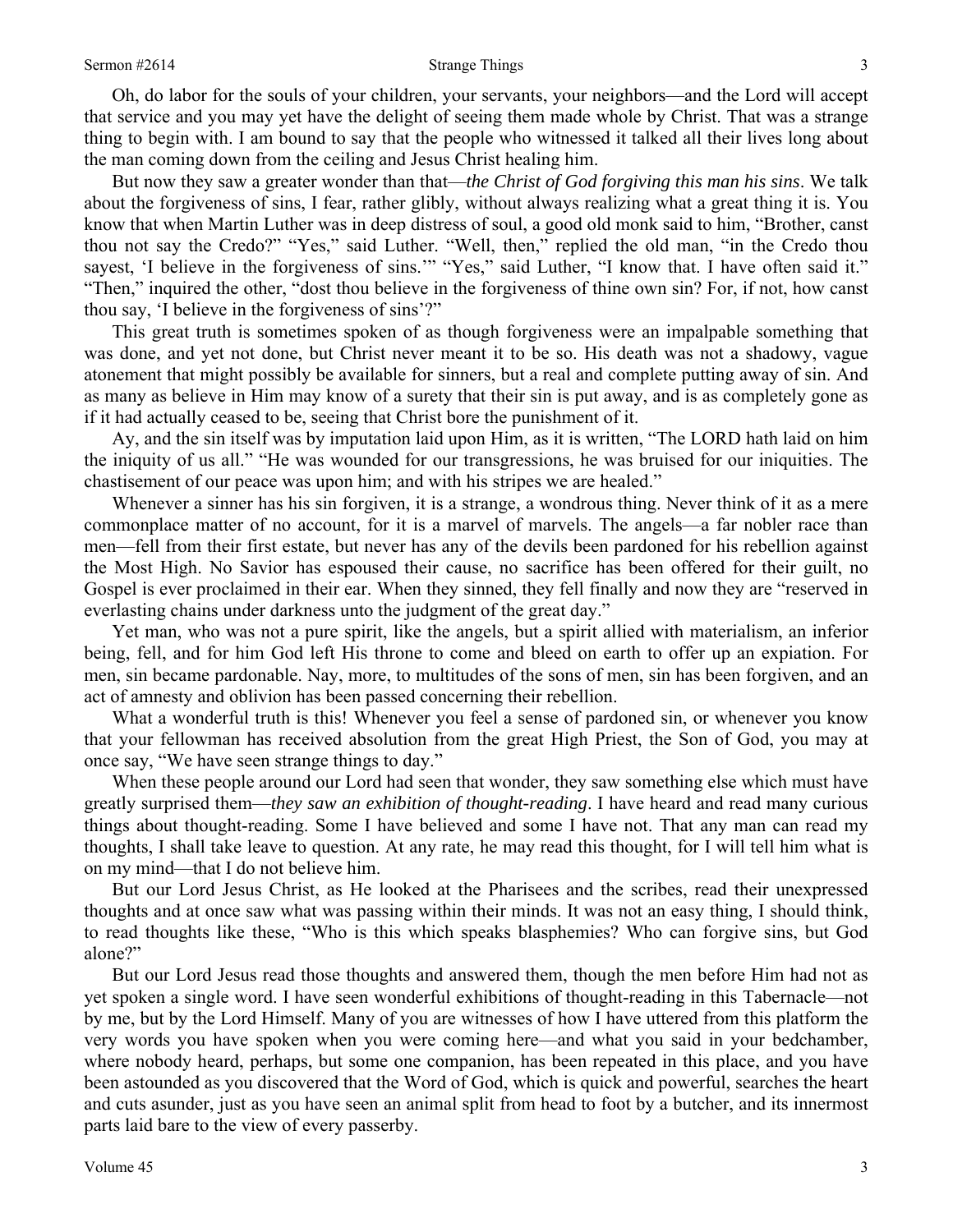Oh, do labor for the souls of your children, your servants, your neighbors—and the Lord will accept that service and you may yet have the delight of seeing them made whole by Christ. That was a strange thing to begin with. I am bound to say that the people who witnessed it talked all their lives long about the man coming down from the ceiling and Jesus Christ healing him.

But now they saw a greater wonder than that—*the Christ of God forgiving this man his sins*. We talk about the forgiveness of sins, I fear, rather glibly, without always realizing what a great thing it is. You know that when Martin Luther was in deep distress of soul, a good old monk said to him, "Brother, canst thou not say the Credo?" "Yes," said Luther. "Well, then," replied the old man, "in the Credo thou sayest, 'I believe in the forgiveness of sins.'" "Yes," said Luther, "I know that. I have often said it." "Then," inquired the other, "dost thou believe in the forgiveness of thine own sin? For, if not, how canst thou say, 'I believe in the forgiveness of sins'?"

This great truth is sometimes spoken of as though forgiveness were an impalpable something that was done, and yet not done, but Christ never meant it to be so. His death was not a shadowy, vague atonement that might possibly be available for sinners, but a real and complete putting away of sin. And as many as believe in Him may know of a surety that their sin is put away, and is as completely gone as if it had actually ceased to be, seeing that Christ bore the punishment of it.

Ay, and the sin itself was by imputation laid upon Him, as it is written, "The LORD hath laid on him the iniquity of us all." "He was wounded for our transgressions, he was bruised for our iniquities. The chastisement of our peace was upon him; and with his stripes we are healed."

Whenever a sinner has his sin forgiven, it is a strange, a wondrous thing. Never think of it as a mere commonplace matter of no account, for it is a marvel of marvels. The angels—a far nobler race than men—fell from their first estate, but never has any of the devils been pardoned for his rebellion against the Most High. No Savior has espoused their cause, no sacrifice has been offered for their guilt, no Gospel is ever proclaimed in their ear. When they sinned, they fell finally and now they are "reserved in everlasting chains under darkness unto the judgment of the great day."

Yet man, who was not a pure spirit, like the angels, but a spirit allied with materialism, an inferior being, fell, and for him God left His throne to come and bleed on earth to offer up an expiation. For men, sin became pardonable. Nay, more, to multitudes of the sons of men, sin has been forgiven, and an act of amnesty and oblivion has been passed concerning their rebellion.

What a wonderful truth is this! Whenever you feel a sense of pardoned sin, or whenever you know that your fellowman has received absolution from the great High Priest, the Son of God, you may at once say, "We have seen strange things to day."

When these people around our Lord had seen that wonder, they saw something else which must have greatly surprised them—*they saw an exhibition of thought-reading*. I have heard and read many curious things about thought-reading. Some I have believed and some I have not. That any man can read my thoughts, I shall take leave to question. At any rate, he may read this thought, for I will tell him what is on my mind—that I do not believe him.

But our Lord Jesus Christ, as He looked at the Pharisees and the scribes, read their unexpressed thoughts and at once saw what was passing within their minds. It was not an easy thing, I should think, to read thoughts like these, "Who is this which speaks blasphemies? Who can forgive sins, but God alone?"

But our Lord Jesus read those thoughts and answered them, though the men before Him had not as yet spoken a single word. I have seen wonderful exhibitions of thought-reading in this Tabernacle—not by me, but by the Lord Himself. Many of you are witnesses of how I have uttered from this platform the very words you have spoken when you were coming here—and what you said in your bedchamber, where nobody heard, perhaps, but some one companion, has been repeated in this place, and you have been astounded as you discovered that the Word of God, which is quick and powerful, searches the heart and cuts asunder, just as you have seen an animal split from head to foot by a butcher, and its innermost parts laid bare to the view of every passerby.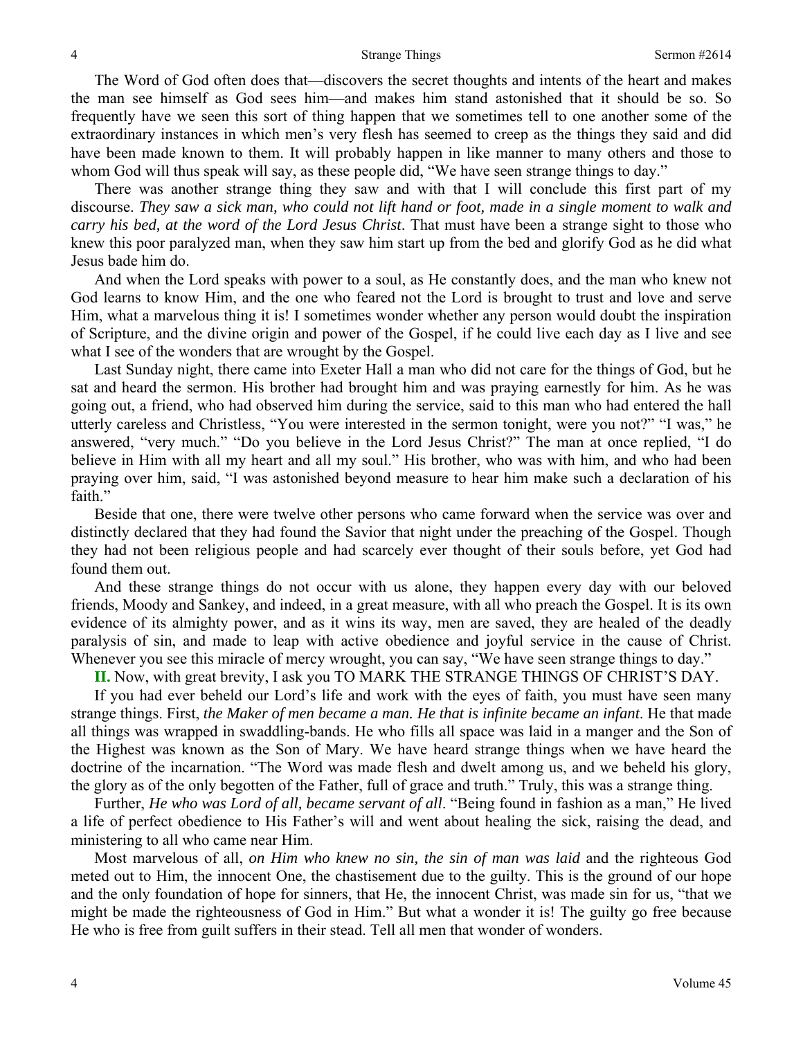The Word of God often does that—discovers the secret thoughts and intents of the heart and makes the man see himself as God sees him—and makes him stand astonished that it should be so. So frequently have we seen this sort of thing happen that we sometimes tell to one another some of the extraordinary instances in which men's very flesh has seemed to creep as the things they said and did have been made known to them. It will probably happen in like manner to many others and those to whom God will thus speak will say, as these people did, "We have seen strange things to day."

There was another strange thing they saw and with that I will conclude this first part of my discourse. *They saw a sick man, who could not lift hand or foot, made in a single moment to walk and carry his bed, at the word of the Lord Jesus Christ*. That must have been a strange sight to those who knew this poor paralyzed man, when they saw him start up from the bed and glorify God as he did what Jesus bade him do.

And when the Lord speaks with power to a soul, as He constantly does, and the man who knew not God learns to know Him, and the one who feared not the Lord is brought to trust and love and serve Him, what a marvelous thing it is! I sometimes wonder whether any person would doubt the inspiration of Scripture, and the divine origin and power of the Gospel, if he could live each day as I live and see what I see of the wonders that are wrought by the Gospel.

Last Sunday night, there came into Exeter Hall a man who did not care for the things of God, but he sat and heard the sermon. His brother had brought him and was praying earnestly for him. As he was going out, a friend, who had observed him during the service, said to this man who had entered the hall utterly careless and Christless, "You were interested in the sermon tonight, were you not?" "I was," he answered, "very much." "Do you believe in the Lord Jesus Christ?" The man at once replied, "I do believe in Him with all my heart and all my soul." His brother, who was with him, and who had been praying over him, said, "I was astonished beyond measure to hear him make such a declaration of his faith."

Beside that one, there were twelve other persons who came forward when the service was over and distinctly declared that they had found the Savior that night under the preaching of the Gospel. Though they had not been religious people and had scarcely ever thought of their souls before, yet God had found them out.

And these strange things do not occur with us alone, they happen every day with our beloved friends, Moody and Sankey, and indeed, in a great measure, with all who preach the Gospel. It is its own evidence of its almighty power, and as it wins its way, men are saved, they are healed of the deadly paralysis of sin, and made to leap with active obedience and joyful service in the cause of Christ. Whenever you see this miracle of mercy wrought, you can say, "We have seen strange things to day."

**II.** Now, with great brevity, I ask you TO MARK THE STRANGE THINGS OF CHRIST'S DAY.

If you had ever beheld our Lord's life and work with the eyes of faith, you must have seen many strange things. First, *the Maker of men became a man. He that is infinite became an infant*. He that made all things was wrapped in swaddling-bands. He who fills all space was laid in a manger and the Son of the Highest was known as the Son of Mary. We have heard strange things when we have heard the doctrine of the incarnation. "The Word was made flesh and dwelt among us, and we beheld his glory, the glory as of the only begotten of the Father, full of grace and truth." Truly, this was a strange thing.

Further, *He who was Lord of all, became servant of all*. "Being found in fashion as a man," He lived a life of perfect obedience to His Father's will and went about healing the sick, raising the dead, and ministering to all who came near Him.

Most marvelous of all, *on Him who knew no sin, the sin of man was laid* and the righteous God meted out to Him, the innocent One, the chastisement due to the guilty. This is the ground of our hope and the only foundation of hope for sinners, that He, the innocent Christ, was made sin for us, "that we might be made the righteousness of God in Him." But what a wonder it is! The guilty go free because He who is free from guilt suffers in their stead. Tell all men that wonder of wonders.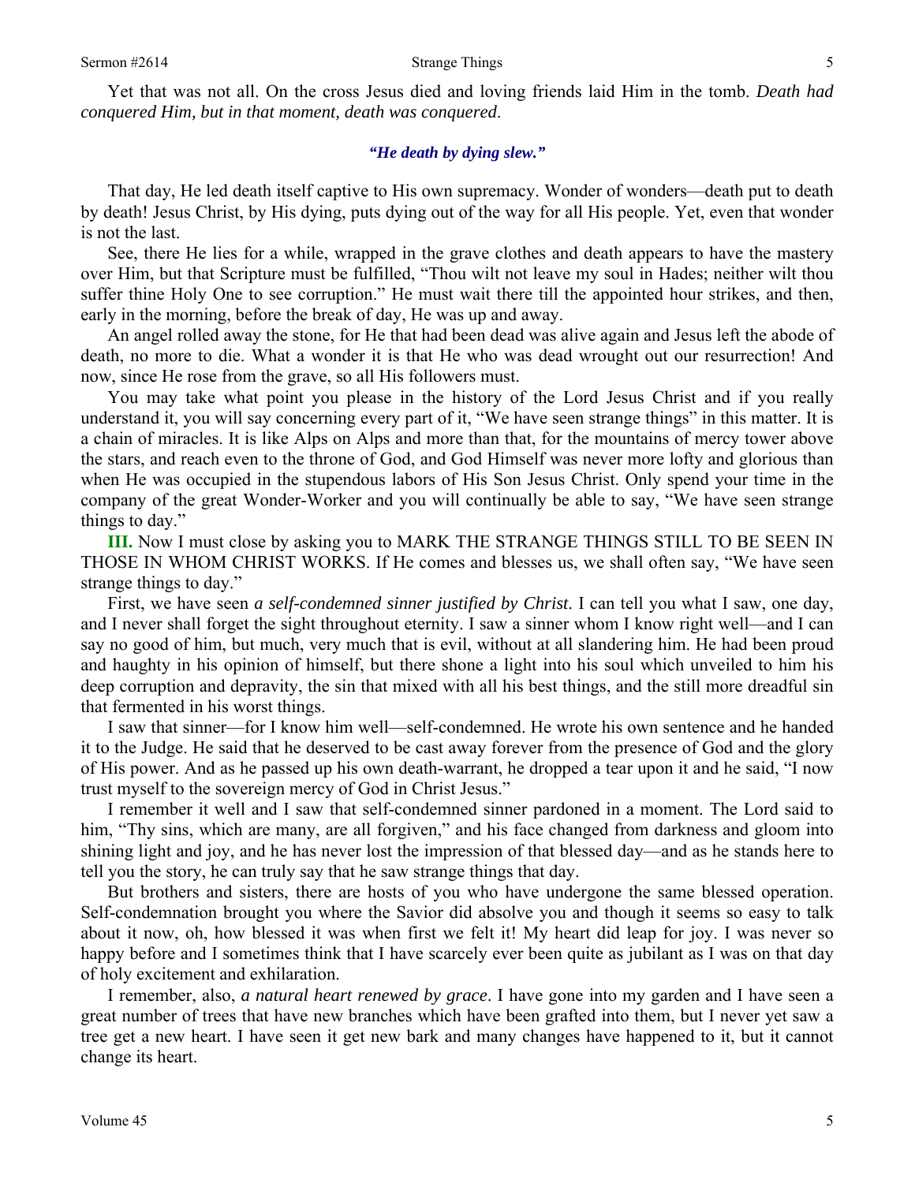Yet that was not all. On the cross Jesus died and loving friends laid Him in the tomb. *Death had conquered Him, but in that moment, death was conquered*.

***"He death by dying slew."***

That day, He led death itself captive to His own supremacy. Wonder of wonders—death put to death by death! Jesus Christ, by His dying, puts dying out of the way for all His people. Yet, even that wonder is not the last.

See, there He lies for a while, wrapped in the grave clothes and death appears to have the mastery over Him, but that Scripture must be fulfilled, "Thou wilt not leave my soul in Hades; neither wilt thou suffer thine Holy One to see corruption." He must wait there till the appointed hour strikes, and then, early in the morning, before the break of day, He was up and away.

An angel rolled away the stone, for He that had been dead was alive again and Jesus left the abode of death, no more to die. What a wonder it is that He who was dead wrought out our resurrection! And now, since He rose from the grave, so all His followers must.

You may take what point you please in the history of the Lord Jesus Christ and if you really understand it, you will say concerning every part of it, "We have seen strange things" in this matter. It is a chain of miracles. It is like Alps on Alps and more than that, for the mountains of mercy tower above the stars, and reach even to the throne of God, and God Himself was never more lofty and glorious than when He was occupied in the stupendous labors of His Son Jesus Christ. Only spend your time in the company of the great Wonder-Worker and you will continually be able to say, "We have seen strange things to day."

**III.** Now I must close by asking you to MARK THE STRANGE THINGS STILL TO BE SEEN IN THOSE IN WHOM CHRIST WORKS. If He comes and blesses us, we shall often say, "We have seen strange things to day."

First, we have seen *a self-condemned sinner justified by Christ*. I can tell you what I saw, one day, and I never shall forget the sight throughout eternity. I saw a sinner whom I know right well—and I can say no good of him, but much, very much that is evil, without at all slandering him. He had been proud and haughty in his opinion of himself, but there shone a light into his soul which unveiled to him his deep corruption and depravity, the sin that mixed with all his best things, and the still more dreadful sin that fermented in his worst things.

I saw that sinner—for I know him well—self-condemned. He wrote his own sentence and he handed it to the Judge. He said that he deserved to be cast away forever from the presence of God and the glory of His power. And as he passed up his own death-warrant, he dropped a tear upon it and he said, "I now trust myself to the sovereign mercy of God in Christ Jesus."

I remember it well and I saw that self-condemned sinner pardoned in a moment. The Lord said to him, "Thy sins, which are many, are all forgiven," and his face changed from darkness and gloom into shining light and joy, and he has never lost the impression of that blessed day—and as he stands here to tell you the story, he can truly say that he saw strange things that day.

But brothers and sisters, there are hosts of you who have undergone the same blessed operation. Self-condemnation brought you where the Savior did absolve you and though it seems so easy to talk about it now, oh, how blessed it was when first we felt it! My heart did leap for joy. I was never so happy before and I sometimes think that I have scarcely ever been quite as jubilant as I was on that day of holy excitement and exhilaration.

I remember, also, *a natural heart renewed by grace*. I have gone into my garden and I have seen a great number of trees that have new branches which have been grafted into them, but I never yet saw a tree get a new heart. I have seen it get new bark and many changes have happened to it, but it cannot change its heart.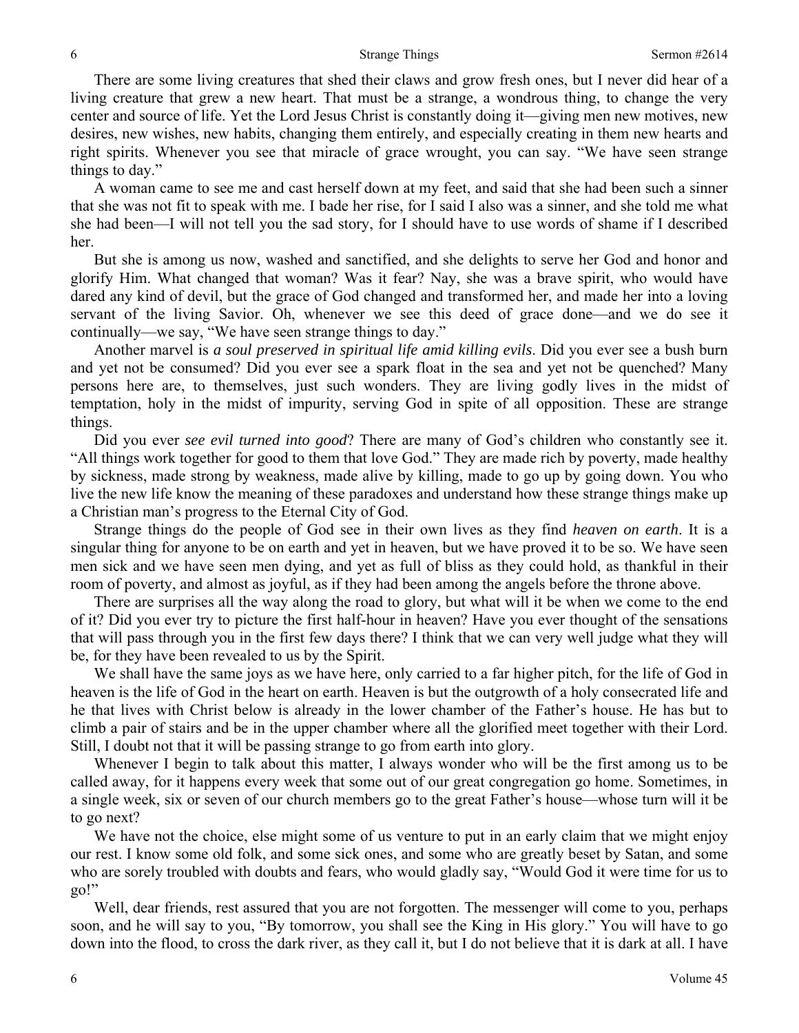There are some living creatures that shed their claws and grow fresh ones, but I never did hear of a living creature that grew a new heart. That must be a strange, a wondrous thing, to change the very center and source of life. Yet the Lord Jesus Christ is constantly doing it—giving men new motives, new desires, new wishes, new habits, changing them entirely, and especially creating in them new hearts and right spirits. Whenever you see that miracle of grace wrought, you can say. "We have seen strange things to day."

A woman came to see me and cast herself down at my feet, and said that she had been such a sinner that she was not fit to speak with me. I bade her rise, for I said I also was a sinner, and she told me what she had been—I will not tell you the sad story, for I should have to use words of shame if I described her.

But she is among us now, washed and sanctified, and she delights to serve her God and honor and glorify Him. What changed that woman? Was it fear? Nay, she was a brave spirit, who would have dared any kind of devil, but the grace of God changed and transformed her, and made her into a loving servant of the living Savior. Oh, whenever we see this deed of grace done—and we do see it continually—we say, "We have seen strange things to day."

Another marvel is *a soul preserved in spiritual life amid killing evils*. Did you ever see a bush burn and yet not be consumed? Did you ever see a spark float in the sea and yet not be quenched? Many persons here are, to themselves, just such wonders. They are living godly lives in the midst of temptation, holy in the midst of impurity, serving God in spite of all opposition. These are strange things.

Did you ever *see evil turned into good*? There are many of God's children who constantly see it. "All things work together for good to them that love God." They are made rich by poverty, made healthy by sickness, made strong by weakness, made alive by killing, made to go up by going down. You who live the new life know the meaning of these paradoxes and understand how these strange things make up a Christian man's progress to the Eternal City of God.

Strange things do the people of God see in their own lives as they find *heaven on earth*. It is a singular thing for anyone to be on earth and yet in heaven, but we have proved it to be so. We have seen men sick and we have seen men dying, and yet as full of bliss as they could hold, as thankful in their room of poverty, and almost as joyful, as if they had been among the angels before the throne above.

There are surprises all the way along the road to glory, but what will it be when we come to the end of it? Did you ever try to picture the first half-hour in heaven? Have you ever thought of the sensations that will pass through you in the first few days there? I think that we can very well judge what they will be, for they have been revealed to us by the Spirit.

We shall have the same joys as we have here, only carried to a far higher pitch, for the life of God in heaven is the life of God in the heart on earth. Heaven is but the outgrowth of a holy consecrated life and he that lives with Christ below is already in the lower chamber of the Father's house. He has but to climb a pair of stairs and be in the upper chamber where all the glorified meet together with their Lord. Still, I doubt not that it will be passing strange to go from earth into glory.

Whenever I begin to talk about this matter, I always wonder who will be the first among us to be called away, for it happens every week that some out of our great congregation go home. Sometimes, in a single week, six or seven of our church members go to the great Father's house—whose turn will it be to go next?

We have not the choice, else might some of us venture to put in an early claim that we might enjoy our rest. I know some old folk, and some sick ones, and some who are greatly beset by Satan, and some who are sorely troubled with doubts and fears, who would gladly say, "Would God it were time for us to go!"

Well, dear friends, rest assured that you are not forgotten. The messenger will come to you, perhaps soon, and he will say to you, "By tomorrow, you shall see the King in His glory." You will have to go down into the flood, to cross the dark river, as they call it, but I do not believe that it is dark at all. I have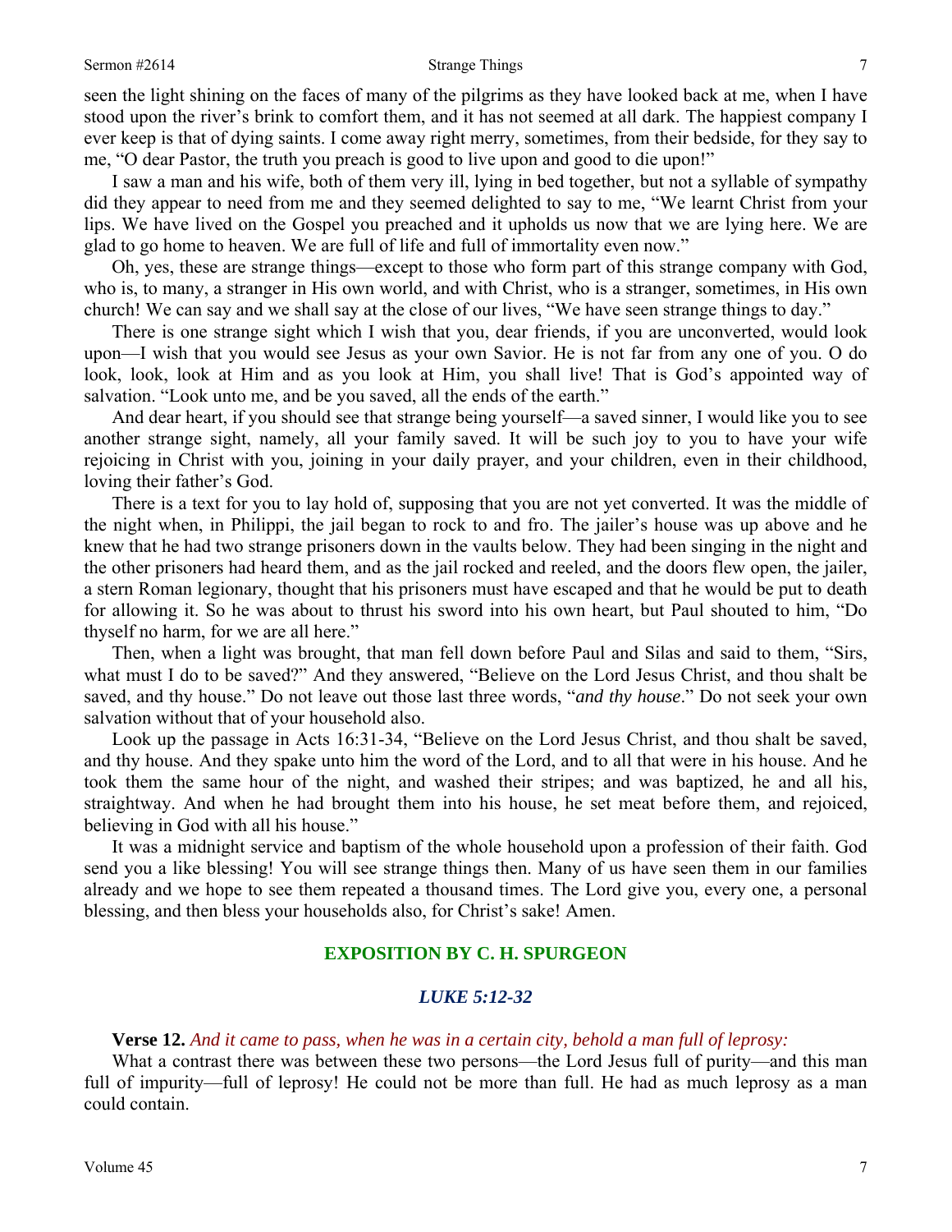seen the light shining on the faces of many of the pilgrims as they have looked back at me, when I have stood upon the river's brink to comfort them, and it has not seemed at all dark. The happiest company I ever keep is that of dying saints. I come away right merry, sometimes, from their bedside, for they say to me, "O dear Pastor, the truth you preach is good to live upon and good to die upon!"

I saw a man and his wife, both of them very ill, lying in bed together, but not a syllable of sympathy did they appear to need from me and they seemed delighted to say to me, "We learnt Christ from your lips. We have lived on the Gospel you preached and it upholds us now that we are lying here. We are glad to go home to heaven. We are full of life and full of immortality even now."

Oh, yes, these are strange things—except to those who form part of this strange company with God, who is, to many, a stranger in His own world, and with Christ, who is a stranger, sometimes, in His own church! We can say and we shall say at the close of our lives, "We have seen strange things to day."

There is one strange sight which I wish that you, dear friends, if you are unconverted, would look upon—I wish that you would see Jesus as your own Savior. He is not far from any one of you. O do look, look, look at Him and as you look at Him, you shall live! That is God's appointed way of salvation. "Look unto me, and be you saved, all the ends of the earth."

And dear heart, if you should see that strange being yourself—a saved sinner, I would like you to see another strange sight, namely, all your family saved. It will be such joy to you to have your wife rejoicing in Christ with you, joining in your daily prayer, and your children, even in their childhood, loving their father's God.

There is a text for you to lay hold of, supposing that you are not yet converted. It was the middle of the night when, in Philippi, the jail began to rock to and fro. The jailer's house was up above and he knew that he had two strange prisoners down in the vaults below. They had been singing in the night and the other prisoners had heard them, and as the jail rocked and reeled, and the doors flew open, the jailer, a stern Roman legionary, thought that his prisoners must have escaped and that he would be put to death for allowing it. So he was about to thrust his sword into his own heart, but Paul shouted to him, "Do thyself no harm, for we are all here."

Then, when a light was brought, that man fell down before Paul and Silas and said to them, "Sirs, what must I do to be saved?" And they answered, "Believe on the Lord Jesus Christ, and thou shalt be saved, and thy house." Do not leave out those last three words, "*and thy house*." Do not seek your own salvation without that of your household also.

Look up the passage in Acts 16:31-34, "Believe on the Lord Jesus Christ, and thou shalt be saved, and thy house. And they spake unto him the word of the Lord, and to all that were in his house. And he took them the same hour of the night, and washed their stripes; and was baptized, he and all his, straightway. And when he had brought them into his house, he set meat before them, and rejoiced, believing in God with all his house."

It was a midnight service and baptism of the whole household upon a profession of their faith. God send you a like blessing! You will see strange things then. Many of us have seen them in our families already and we hope to see them repeated a thousand times. The Lord give you, every one, a personal blessing, and then bless your households also, for Christ's sake! Amen.

## EXPOSITION BY C. H. SPURGEON

### *LUKE 5:12-32*

**Verse 12.** *And it came to pass, when he was in a certain city, behold a man full of leprosy:*

What a contrast there was between these two persons—the Lord Jesus full of purity—and this man full of impurity—full of leprosy! He could not be more than full. He had as much leprosy as a man could contain.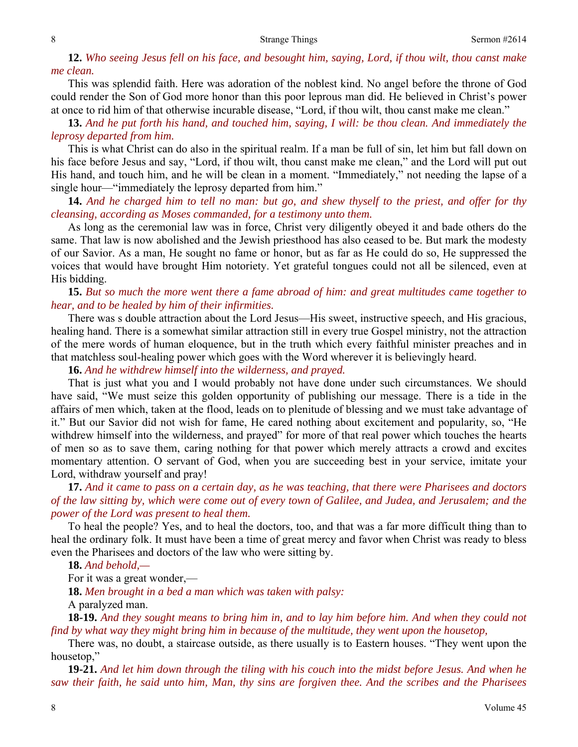**12.** *Who seeing Jesus fell on his face, and besought him, saying, Lord, if thou wilt, thou canst make me clean.*

This was splendid faith. Here was adoration of the noblest kind. No angel before the throne of God could render the Son of God more honor than this poor leprous man did. He believed in Christ's power at once to rid him of that otherwise incurable disease, "Lord, if thou wilt, thou canst make me clean."

**13.** *And he put forth his hand, and touched him, saying, I will: be thou clean. And immediately the leprosy departed from him.*

This is what Christ can do also in the spiritual realm. If a man be full of sin, let him but fall down on his face before Jesus and say, "Lord, if thou wilt, thou canst make me clean," and the Lord will put out His hand, and touch him, and he will be clean in a moment. "Immediately," not needing the lapse of a single hour—"immediately the leprosy departed from him."

**14.** *And he charged him to tell no man: but go, and shew thyself to the priest, and offer for thy cleansing, according as Moses commanded, for a testimony unto them.*

As long as the ceremonial law was in force, Christ very diligently obeyed it and bade others do the same. That law is now abolished and the Jewish priesthood has also ceased to be. But mark the modesty of our Savior. As a man, He sought no fame or honor, but as far as He could do so, He suppressed the voices that would have brought Him notoriety. Yet grateful tongues could not all be silenced, even at His bidding.

**15.** *But so much the more went there a fame abroad of him: and great multitudes came together to hear, and to be healed by him of their infirmities.*

There was s double attraction about the Lord Jesus—His sweet, instructive speech, and His gracious, healing hand. There is a somewhat similar attraction still in every true Gospel ministry, not the attraction of the mere words of human eloquence, but in the truth which every faithful minister preaches and in that matchless soul-healing power which goes with the Word wherever it is believingly heard.

**16.** *And he withdrew himself into the wilderness, and prayed.*

That is just what you and I would probably not have done under such circumstances. We should have said, "We must seize this golden opportunity of publishing our message. There is a tide in the affairs of men which, taken at the flood, leads on to plenitude of blessing and we must take advantage of it." But our Savior did not wish for fame, He cared nothing about excitement and popularity, so, "He withdrew himself into the wilderness, and prayed" for more of that real power which touches the hearts of men so as to save them, caring nothing for that power which merely attracts a crowd and excites momentary attention. O servant of God, when you are succeeding best in your service, imitate your Lord, withdraw yourself and pray!

**17.** *And it came to pass on a certain day, as he was teaching, that there were Pharisees and doctors of the law sitting by, which were come out of every town of Galilee, and Judea, and Jerusalem; and the power of the Lord was present to heal them.*

To heal the people? Yes, and to heal the doctors, too, and that was a far more difficult thing than to heal the ordinary folk. It must have been a time of great mercy and favor when Christ was ready to bless even the Pharisees and doctors of the law who were sitting by.

**18.** *And behold,—*

For it was a great wonder,—

**18.** *Men brought in a bed a man which was taken with palsy:*

A paralyzed man.

**18-19.** *And they sought means to bring him in, and to lay him before him. And when they could not find by what way they might bring him in because of the multitude, they went upon the housetop,*

There was, no doubt, a staircase outside, as there usually is to Eastern houses. "They went upon the housetop,"

**19-21.** *And let him down through the tiling with his couch into the midst before Jesus. And when he saw their faith, he said unto him, Man, thy sins are forgiven thee. And the scribes and the Pharisees*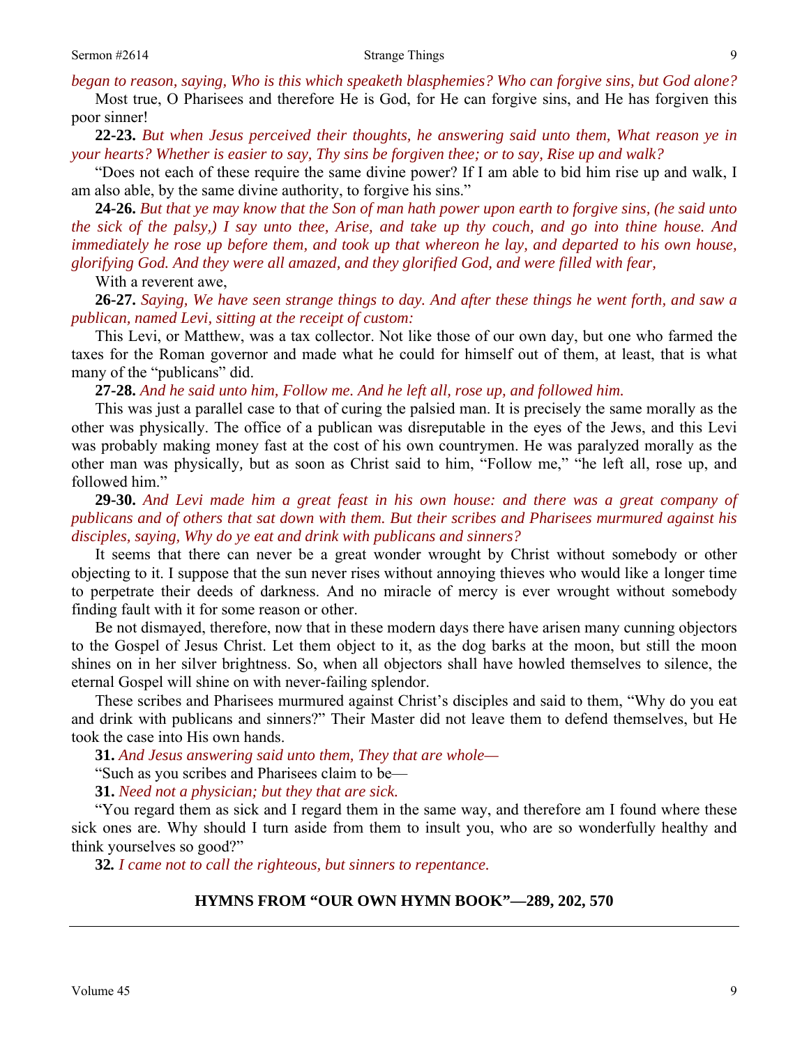*began to reason, saying, Who is this which speaketh blasphemies? Who can forgive sins, but God alone?*

Most true, O Pharisees and therefore He is God, for He can forgive sins, and He has forgiven this poor sinner!

**22-23.** *But when Jesus perceived their thoughts, he answering said unto them, What reason ye in your hearts? Whether is easier to say, Thy sins be forgiven thee; or to say, Rise up and walk?*

"Does not each of these require the same divine power? If I am able to bid him rise up and walk, I am also able, by the same divine authority, to forgive his sins."

**24-26.** *But that ye may know that the Son of man hath power upon earth to forgive sins, (he said unto the sick of the palsy,) I say unto thee, Arise, and take up thy couch, and go into thine house. And immediately he rose up before them, and took up that whereon he lay, and departed to his own house, glorifying God. And they were all amazed, and they glorified God, and were filled with fear,*

With a reverent awe,

**26-27.** *Saying, We have seen strange things to day. And after these things he went forth, and saw a publican, named Levi, sitting at the receipt of custom:*

This Levi, or Matthew, was a tax collector. Not like those of our own day, but one who farmed the taxes for the Roman governor and made what he could for himself out of them, at least, that is what many of the "publicans" did.

**27-28.** *And he said unto him, Follow me. And he left all, rose up, and followed him.*

This was just a parallel case to that of curing the palsied man. It is precisely the same morally as the other was physically. The office of a publican was disreputable in the eyes of the Jews, and this Levi was probably making money fast at the cost of his own countrymen. He was paralyzed morally as the other man was physically, but as soon as Christ said to him, "Follow me," "he left all, rose up, and followed him."

**29-30.** *And Levi made him a great feast in his own house: and there was a great company of publicans and of others that sat down with them. But their scribes and Pharisees murmured against his disciples, saying, Why do ye eat and drink with publicans and sinners?*

It seems that there can never be a great wonder wrought by Christ without somebody or other objecting to it. I suppose that the sun never rises without annoying thieves who would like a longer time to perpetrate their deeds of darkness. And no miracle of mercy is ever wrought without somebody finding fault with it for some reason or other.

Be not dismayed, therefore, now that in these modern days there have arisen many cunning objectors to the Gospel of Jesus Christ. Let them object to it, as the dog barks at the moon, but still the moon shines on in her silver brightness. So, when all objectors shall have howled themselves to silence, the eternal Gospel will shine on with never-failing splendor.

These scribes and Pharisees murmured against Christ's disciples and said to them, "Why do you eat and drink with publicans and sinners?" Their Master did not leave them to defend themselves, but He took the case into His own hands.

**31.** *And Jesus answering said unto them, They that are whole—*

"Such as you scribes and Pharisees claim to be—

**31.** *Need not a physician; but they that are sick.*

"You regard them as sick and I regard them in the same way, and therefore am I found where these sick ones are. Why should I turn aside from them to insult you, who are so wonderfully healthy and think yourselves so good?"

**32.** *I came not to call the righteous, but sinners to repentance.*

## HYMNS FROM "OUR OWN HYMN BOOK"—289, 202, 570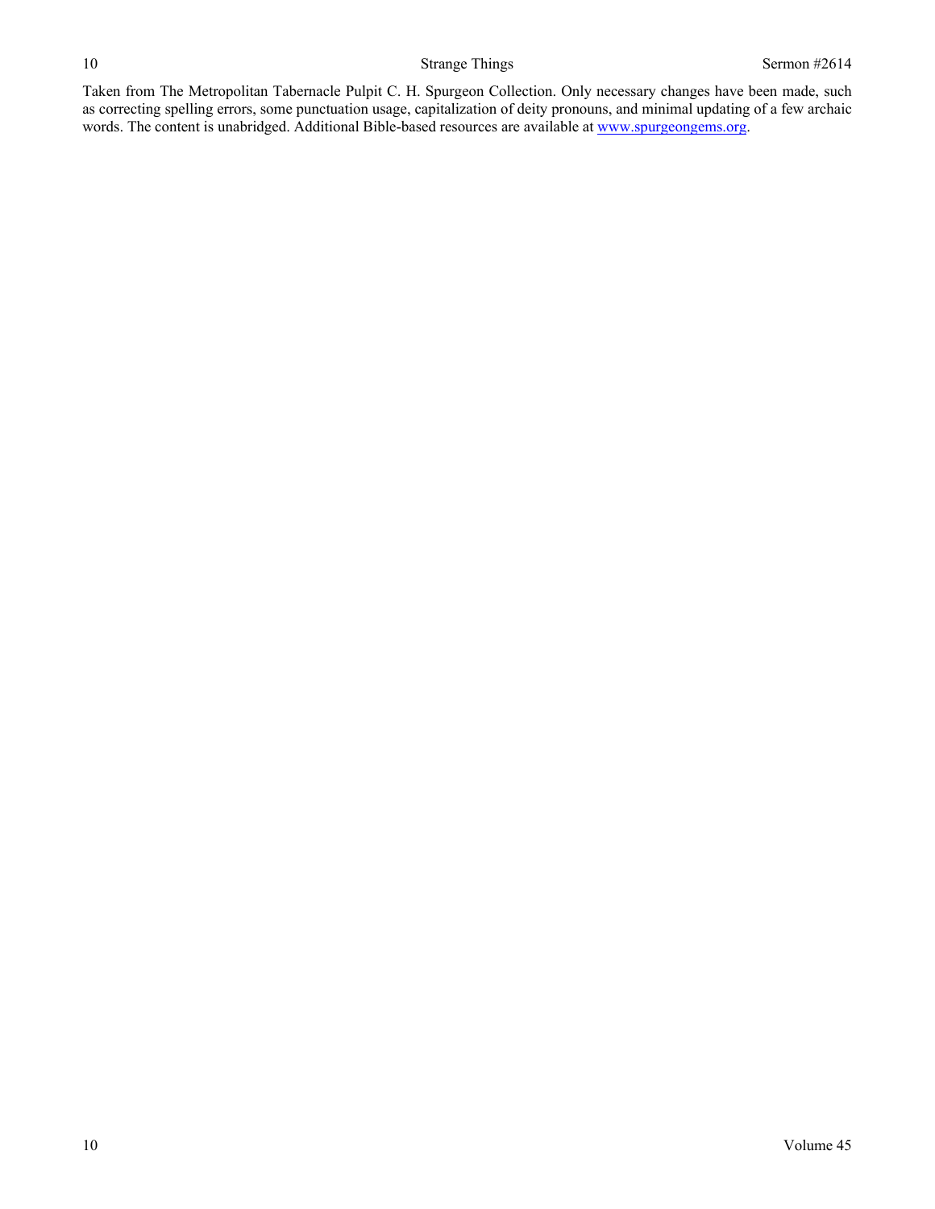Taken from The Metropolitan Tabernacle Pulpit C. H. Spurgeon Collection. Only necessary changes have been made, such as correcting spelling errors, some punctuation usage, capitalization of deity pronouns, and minimal updating of a few archaic words. The content is unabridged. Additional Bible-based resources are available at www.spurgeongems.org.